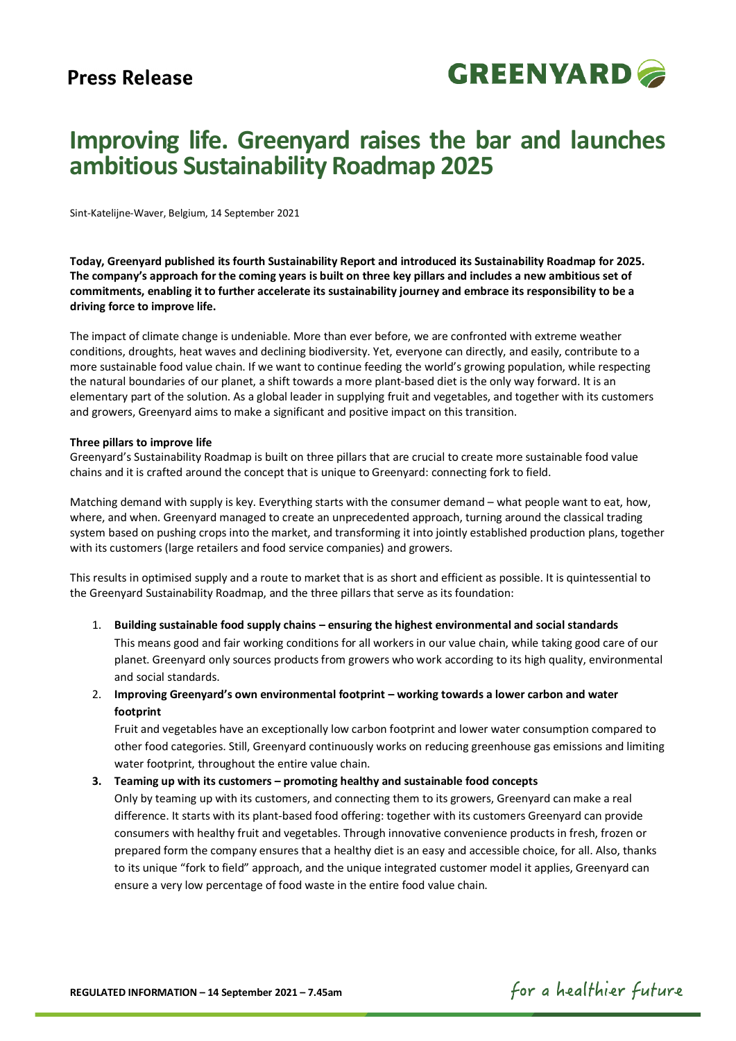**Press Release**

# Improving life. Greenyard raises the bar and launches ambitious Sustainability Roadmap 2025

Sint-Katelijne-Waver, Belgium, 14 September 2021

**Today, Greenyard published its fourth Sustainability Report and introduced its Sustainability Roadmap for 2025. The company's approach for the coming years is built on three key pillars and includes a new ambitious set of commitments, enabling it to further accelerate its sustainability journey and embrace its responsibility to be a driving force to improve life.**

The impact of climate change is undeniable. More than ever before, we are confronted with extreme weather conditions, droughts, heat waves and declining biodiversity. Yet, everyone can directly, and easily, contribute to a more sustainable food value chain. If we want to continue feeding the world's growing population, while respecting the natural boundaries of our planet, a shift towards a more plant-based diet is the only way forward. It is an elementary part of the solution. As a global leader in supplying fruit and vegetables, and together with its customers and growers, Greenyard aims to make a significant and positive impact on this transition.

**Three pillars to improve life**

Greenyard's Sustainability Roadmap is built on three pillars that are crucial to create more sustainable food value chains and it is crafted around the concept that is unique to Greenyard: connecting fork to field.

Matching demand with supply is key. Everything starts with the consumer demand – what people want to eat, how, where, and when. Greenyard managed to create an unprecedented approach, turning around the classical trading system based on pushing crops into the market, and transforming it into jointly established production plans, together with its customers (large retailers and food service companies) and growers.

This results in optimised supply and a route to market that is as short and efficient as possible. It is quintessential to the Greenyard Sustainability Roadmap, and the three pillars that serve as its foundation:

1. **Building sustainable food supply chains – ensuring the highest environmental and social standards**
   This means good and fair working conditions for all workers in our value chain, while taking good care of our planet. Greenyard only sources products from growers who work according to its high quality, environmental and social standards.
2. **Improving Greenyard's own environmental footprint – working towards a lower carbon and water footprint**
   Fruit and vegetables have an exceptionally low carbon footprint and lower water consumption compared to other food categories. Still, Greenyard continuously works on reducing greenhouse gas emissions and limiting water footprint, throughout the entire value chain.
3. **Teaming up with its customers – promoting healthy and sustainable food concepts**
   Only by teaming up with its customers, and connecting them to its growers, Greenyard can make a real difference. It starts with its plant-based food offering: together with its customers Greenyard can provide consumers with healthy fruit and vegetables. Through innovative convenience products in fresh, frozen or prepared form the company ensures that a healthy diet is an easy and accessible choice, for all. Also, thanks to its unique "fork to field" approach, and the unique integrated customer model it applies, Greenyard can ensure a very low percentage of food waste in the entire food value chain.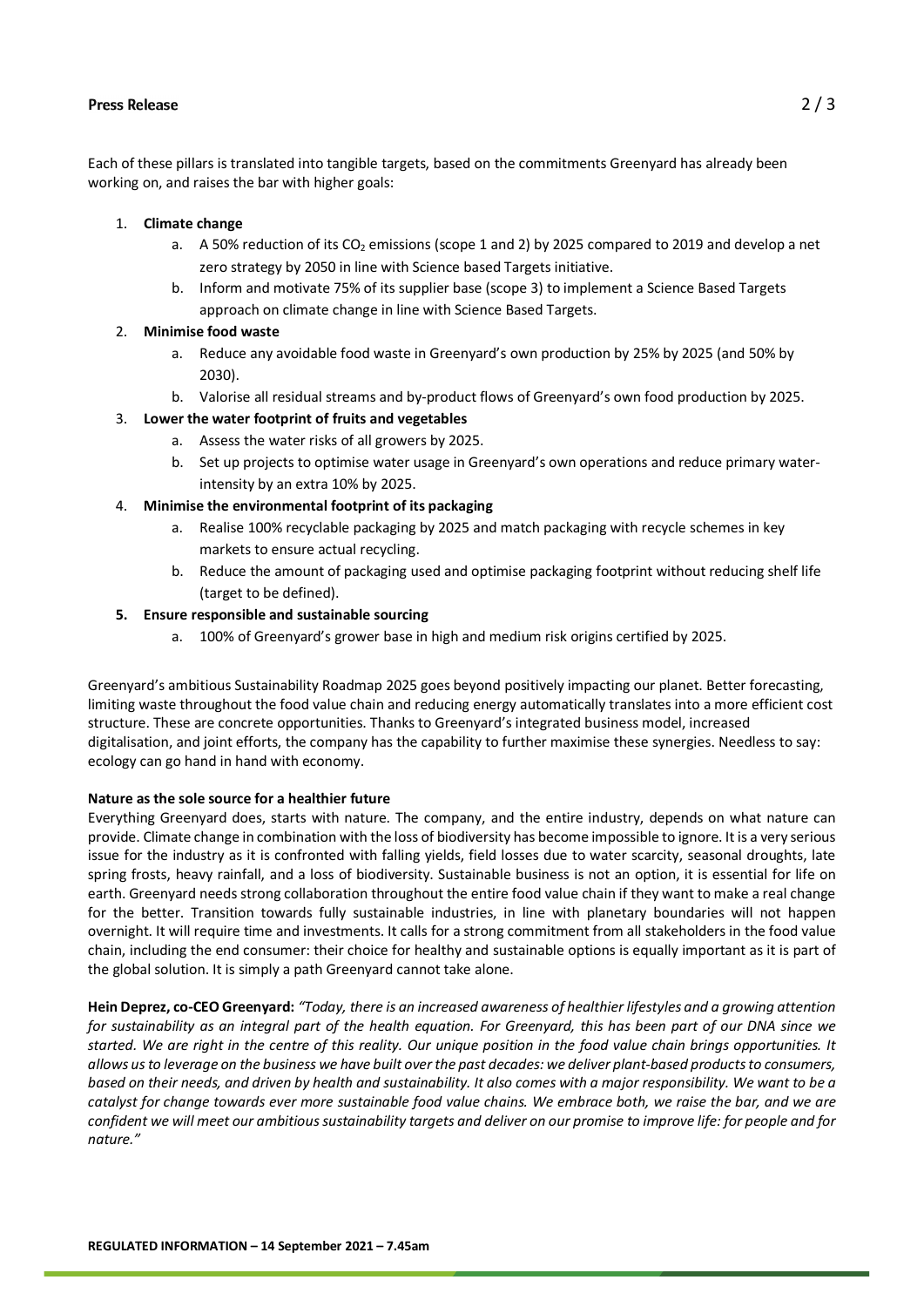Each of these pillars is translated into tangible targets, based on the commitments Greenyard has already been working on, and raises the bar with higher goals:

1. **Climate change**
    a. A 50% reduction of its $CO_2$ emissions (scope 1 and 2) by 2025 compared to 2019 and develop a net zero strategy by 2050 in line with Science based Targets initiative.
    b. Inform and motivate 75% of its supplier base (scope 3) to implement a Science Based Targets approach on climate change in line with Science Based Targets.
2. **Minimise food waste**
    a. Reduce any avoidable food waste in Greenyard's own production by 25% by 2025 (and 50% by 2030).
    b. Valorise all residual streams and by-product flows of Greenyard's own food production by 2025.
3. **Lower the water footprint of fruits and vegetables**
    a. Assess the water risks of all growers by 2025.
    b. Set up projects to optimise water usage in Greenyard's own operations and reduce primary water-intensity by an extra 10% by 2025.
4. **Minimise the environmental footprint of its packaging**
    a. Realise 100% recyclable packaging by 2025 and match packaging with recycle schemes in key markets to ensure actual recycling.
    b. Reduce the amount of packaging used and optimise packaging footprint without reducing shelf life (target to be defined).
5. **Ensure responsible and sustainable sourcing**
    a. 100% of Greenyard's grower base in high and medium risk origins certified by 2025.

Greenyard's ambitious Sustainability Roadmap 2025 goes beyond positively impacting our planet. Better forecasting, limiting waste throughout the food value chain and reducing energy automatically translates into a more efficient cost structure. These are concrete opportunities. Thanks to Greenyard's integrated business model, increased digitalisation, and joint efforts, the company has the capability to further maximise these synergies. Needless to say: ecology can go hand in hand with economy.

**Nature as the sole source for a healthier future**

Everything Greenyard does, starts with nature. The company, and the entire industry, depends on what nature can provide. Climate change in combination with the loss of biodiversity has become impossible to ignore. It is a very serious issue for the industry as it is confronted with falling yields, field losses due to water scarcity, seasonal droughts, late spring frosts, heavy rainfall, and a loss of biodiversity. Sustainable business is not an option, it is essential for life on earth. Greenyard needs strong collaboration throughout the entire food value chain if they want to make a real change for the better. Transition towards fully sustainable industries, in line with planetary boundaries will not happen overnight. It will require time and investments. It calls for a strong commitment from all stakeholders in the food value chain, including the end consumer: their choice for healthy and sustainable options is equally important as it is part of the global solution. It is simply a path Greenyard cannot take alone.

**Hein Deprez, co-CEO Greenyard:** *"Today, there is an increased awareness of healthier lifestyles and a growing attention for sustainability as an integral part of the health equation. For Greenyard, this has been part of our DNA since we started. We are right in the centre of this reality. Our unique position in the food value chain brings opportunities. It allows us to leverage on the business we have built over the past decades: we deliver plant-based products to consumers, based on their needs, and driven by health and sustainability. It also comes with a major responsibility. We want to be a catalyst for change towards ever more sustainable food value chains. We embrace both, we raise the bar, and we are confident we will meet our ambitious sustainability targets and deliver on our promise to improve life: for people and for nature."*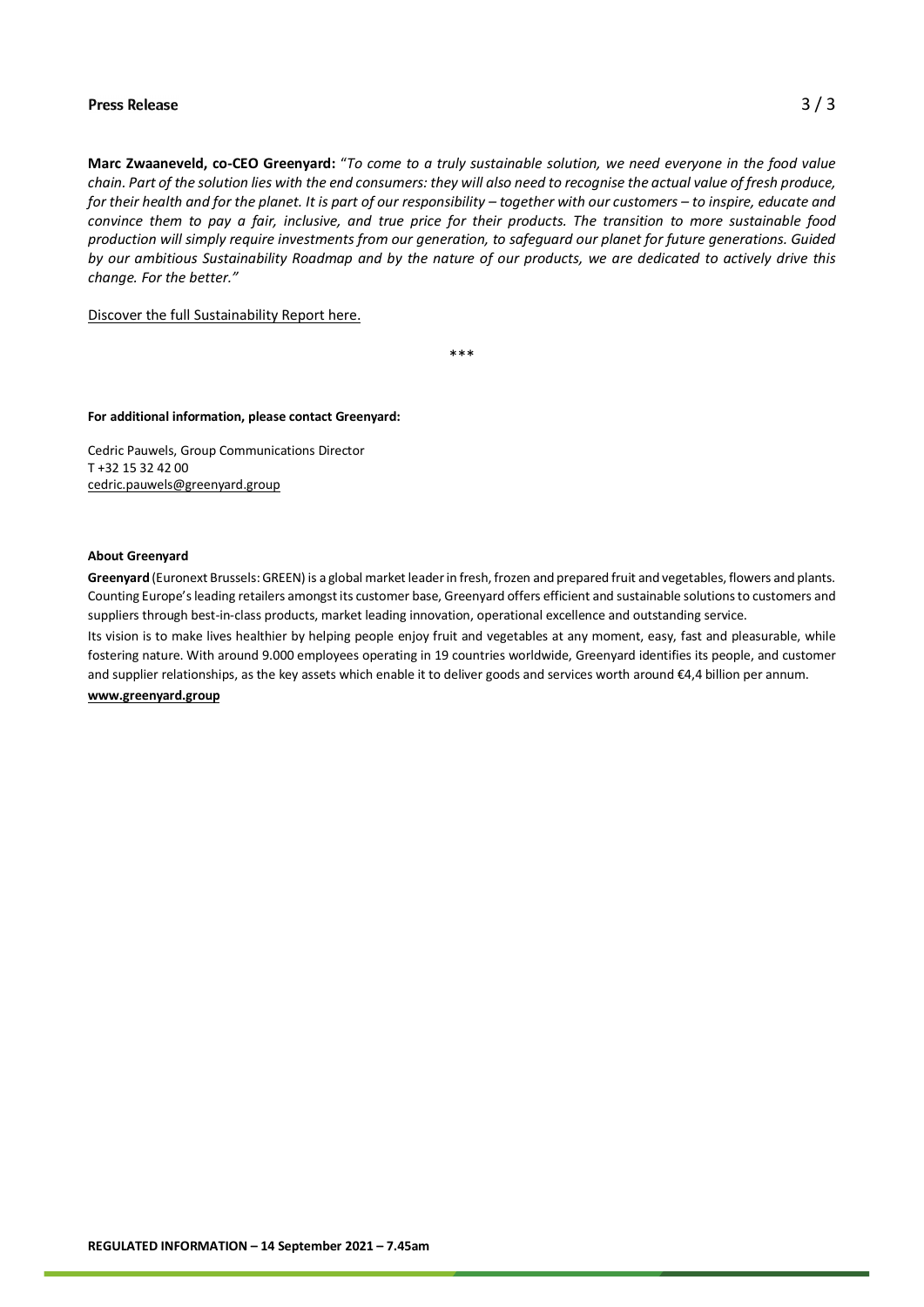**Marc Zwaaneveld, co-CEO Greenyard:** "*To come to a truly sustainable solution, we need everyone in the food value chain. Part of the solution lies with the end consumers: they will also need to recognise the actual value of fresh produce, for their health and for the planet. It is part of our responsibility – together with our customers – to inspire, educate and convince them to pay a fair, inclusive, and true price for their products. The transition to more sustainable food production will simply require investments from our generation, to safeguard our planet for future generations. Guided by our ambitious Sustainability Roadmap and by the nature of our products, we are dedicated to actively drive this change. For the better.*"

Discover the full Sustainability Report here.

\*\*\*

**For additional information, please contact Greenyard:**

Cedric Pauwels, Group Communications Director
T +32 15 32 42 00
cedric.pauwels@greenyard.group

**About Greenyard**

**Greenyard** (Euronext Brussels: GREEN) is a global market leader in fresh, frozen and prepared fruit and vegetables, flowers and plants. Counting Europe's leading retailers amongst its customer base, Greenyard offers efficient and sustainable solutions to customers and suppliers through best-in-class products, market leading innovation, operational excellence and outstanding service.

Its vision is to make lives healthier by helping people enjoy fruit and vegetables at any moment, easy, fast and pleasurable, while fostering nature. With around 9.000 employees operating in 19 countries worldwide, Greenyard identifies its people, and customer and supplier relationships, as the key assets which enable it to deliver goods and services worth around €4,4 billion per annum.

**www.greenyard.group**

**REGULATED INFORMATION – 14 September 2021 – 7.45am**